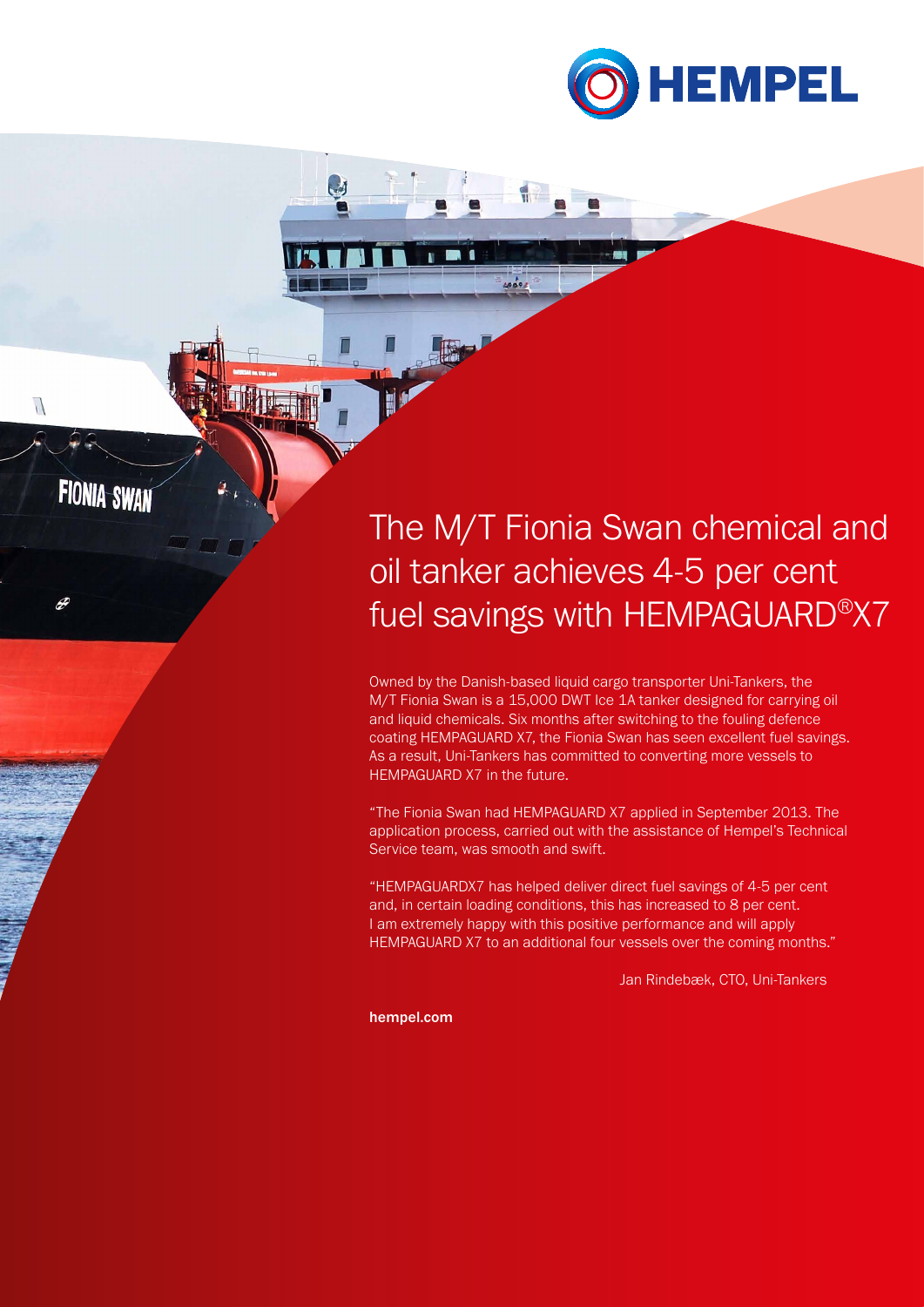# The M/T Fionia Swan chemical and oil tanker achieves 4-5 per cent fuel savings with HEMPAGUARD®X7

Owned by the Danish-based liquid cargo transporter Uni-Tankers, the M/T Fionia Swan is a 15,000 DWT Ice 1A tanker designed for carrying oil and liquid chemicals. Six months after switching to the fouling defence coating HEMPAGUARD X7, the Fionia Swan has seen excellent fuel savings. As a result, Uni-Tankers has committed to converting more vessels to HEMPAGUARD X7 in the future.

"The Fionia Swan had HEMPAGUARD X7 applied in September 2013. The application process, carried out with the assistance of Hempel's Technical Service team, was smooth and swift.

"HEMPAGUARDX7 has helped deliver direct fuel savings of 4-5 per cent and, in certain loading conditions, this has increased to 8 per cent. I am extremely happy with this positive performance and will apply HEMPAGUARD X7 to an additional four vessels over the coming months."

Jan Rindebæk, CTO, Uni-Tankers

**hempel.com**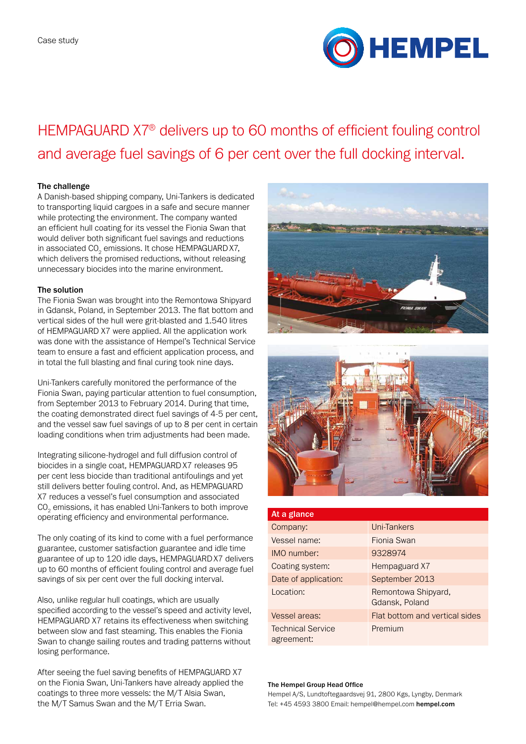Case study

# HEMPAGUARD X7® delivers up to 60 months of efficient fouling control and average fuel savings of 6 per cent over the full docking interval.

**The challenge**

A Danish-based shipping company, Uni-Tankers is dedicated to transporting liquid cargoes in a safe and secure manner while protecting the environment. The company wanted an efficient hull coating for its vessel the Fionia Swan that would deliver both significant fuel savings and reductions in associated $CO_2$ emissions. It chose HEMPAGUARD X7, which delivers the promised reductions, without releasing unnecessary biocides into the marine environment.

**The solution**

The Fionia Swan was brought into the Remontowa Shipyard in Gdansk, Poland, in September 2013. The flat bottom and vertical sides of the hull were grit-blasted and 1.540 litres of HEMPAGUARD X7 were applied. All the application work was done with the assistance of Hempel's Technical Service team to ensure a fast and efficient application process, and in total the full blasting and final curing took nine days.

Uni-Tankers carefully monitored the performance of the Fionia Swan, paying particular attention to fuel consumption, from September 2013 to February 2014. During that time, the coating demonstrated direct fuel savings of 4-5 per cent, and the vessel saw fuel savings of up to 8 per cent in certain loading conditions when trim adjustments had been made.

Integrating silicone-hydrogel and full diffusion control of biocides in a single coat, HEMPAGUARD X7 releases 95 per cent less biocide than traditional antifoulings and yet still delivers better fouling control. And, as HEMPAGUARD X7 reduces a vessel's fuel consumption and associated $CO_2$ emissions, it has enabled Uni-Tankers to both improve operating efficiency and environmental performance.

The only coating of its kind to come with a fuel performance guarantee, customer satisfaction guarantee and idle time guarantee of up to 120 idle days, HEMPAGUARD X7 delivers up to 60 months of efficient fouling control and average fuel savings of six per cent over the full docking interval.

Also, unlike regular hull coatings, which are usually specified according to the vessel's speed and activity level, HEMPAGUARD X7 retains its effectiveness when switching between slow and fast steaming. This enables the Fionia Swan to change sailing routes and trading patterns without losing performance.

After seeing the fuel saving benefits of HEMPAGUARD X7 on the Fionia Swan, Uni-Tankers have already applied the coatings to three more vessels: the M/T Alsia Swan, the M/T Samus Swan and the M/T Erria Swan.

| At a glance | |
|---|---|
| Company: | Uni-Tankers |
| Vessel name: | Fionia Swan |
| IMO number: | 9328974 |
| Coating system: | Hempaguard X7 |
| Date of application: | September 2013 |
| Location: | Remontowa Shipyard, Gdansk, Poland |
| Vessel areas: | Flat bottom and vertical sides |
| Technical Service agreement: | Premium |

**The Hempel Group Head Office**

Hempel A/S, Lundtoftegaardsvej 91, 2800 Kgs, Lyngby, Denmark
Tel: +45 4593 3800 Email: hempel@hempel.com **hempel.com**